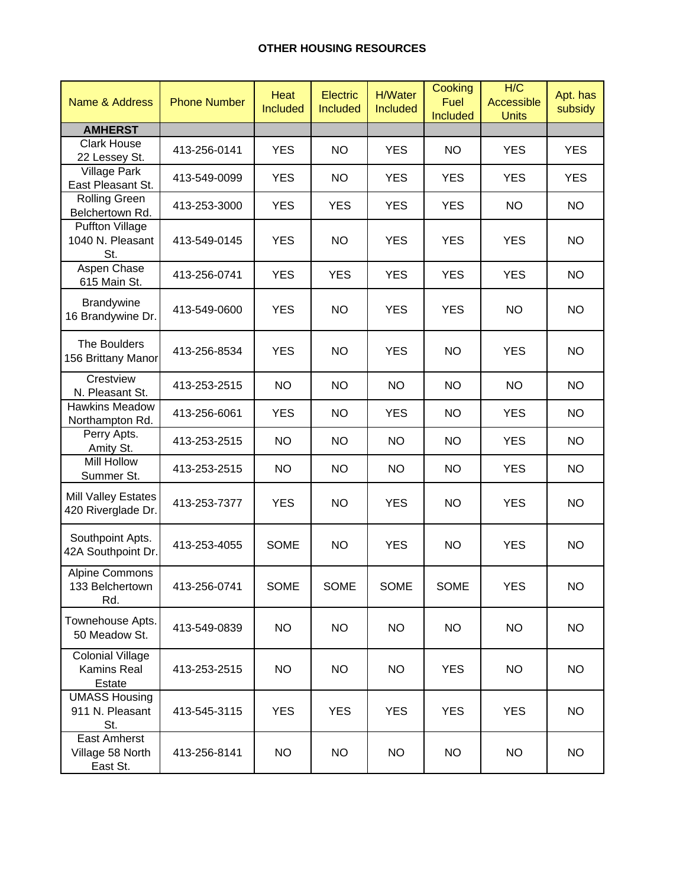## OTHER HOUSING RESOURCES

| Name & Address | Phone Number | Heat Included | Electric Included | H/Water Included | Cooking Fuel Included | H/C Accessible Units | Apt. has subsidy |
|---|---|---|---|---|---|---|---|
| **AMHERST** | | | | | | | |
| Clark House 22 Lessey St. | 413-256-0141 | YES | NO | YES | NO | YES | YES |
| Village Park East Pleasant St. | 413-549-0099 | YES | NO | YES | YES | YES | YES |
| Rolling Green Belchertown Rd. | 413-253-3000 | YES | YES | YES | YES | NO | NO |
| Puffton Village 1040 N. Pleasant St. | 413-549-0145 | YES | NO | YES | YES | YES | NO |
| Aspen Chase 615 Main St. | 413-256-0741 | YES | YES | YES | YES | YES | NO |
| Brandywine 16 Brandywine Dr. | 413-549-0600 | YES | NO | YES | YES | NO | NO |
| The Boulders 156 Brittany Manor | 413-256-8534 | YES | NO | YES | NO | YES | NO |
| Crestview N. Pleasant St. | 413-253-2515 | NO | NO | NO | NO | NO | NO |
| Hawkins Meadow Northampton Rd. | 413-256-6061 | YES | NO | YES | NO | YES | NO |
| Perry Apts. Amity St. | 413-253-2515 | NO | NO | NO | NO | YES | NO |
| Mill Hollow Summer St. | 413-253-2515 | NO | NO | NO | NO | YES | NO |
| Mill Valley Estates 420 Riverglade Dr. | 413-253-7377 | YES | NO | YES | NO | YES | NO |
| Southpoint Apts. 42A Southpoint Dr. | 413-253-4055 | SOME | NO | YES | NO | YES | NO |
| Alpine Commons 133 Belchertown Rd. | 413-256-0741 | SOME | SOME | SOME | SOME | YES | NO |
| Townehouse Apts. 50 Meadow St. | 413-549-0839 | NO | NO | NO | NO | NO | NO |
| Colonial Village Kamins Real Estate | 413-253-2515 | NO | NO | NO | YES | NO | NO |
| UMASS Housing 911 N. Pleasant St. | 413-545-3115 | YES | YES | YES | YES | YES | NO |
| East Amherst Village 58 North East St. | 413-256-8141 | NO | NO | NO | NO | NO | NO |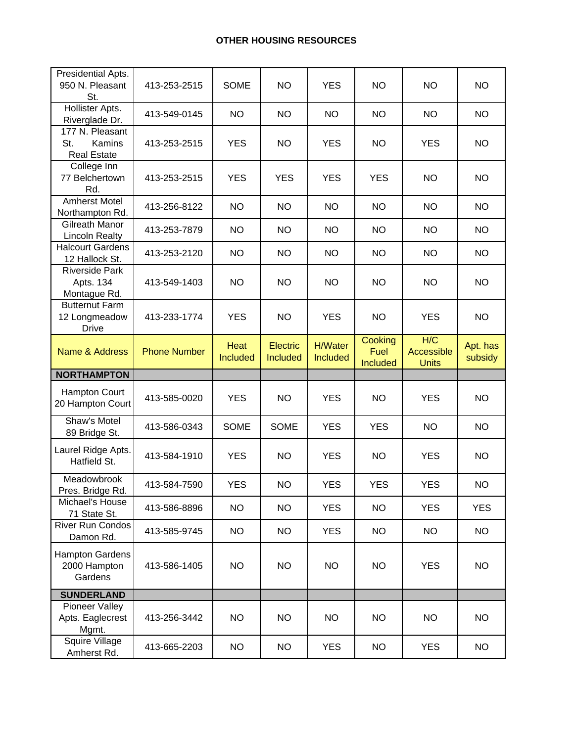**OTHER HOUSING RESOURCES**

| | | | | | | | |
|---|---|---|---|---|---|---|---|
| Presidential Apts. 950 N. Pleasant St. | 413-253-2515 | SOME | NO | YES | NO | NO | NO |
| Hollister Apts. Riverglade Dr. | 413-549-0145 | NO | NO | NO | NO | NO | NO |
| 177 N. Pleasant St. Kamins Real Estate | 413-253-2515 | YES | NO | YES | NO | YES | NO |
| College Inn 77 Belchertown Rd. | 413-253-2515 | YES | YES | YES | YES | NO | NO |
| Amherst Motel Northampton Rd. | 413-256-8122 | NO | NO | NO | NO | NO | NO |
| Gilreath Manor Lincoln Realty | 413-253-7879 | NO | NO | NO | NO | NO | NO |
| Halcourt Gardens 12 Hallock St. | 413-253-2120 | NO | NO | NO | NO | NO | NO |
| Riverside Park Apts. 134 Montague Rd. | 413-549-1403 | NO | NO | NO | NO | NO | NO |
| Butternut Farm 12 Longmeadow Drive | 413-233-1774 | YES | NO | YES | NO | YES | NO |
| **Name & Address** | **Phone Number** | **Heat Included** | **Electric Included** | **H/Water Included** | **Cooking Fuel Included** | **H/C Accessible Units** | **Apt. has subsidy** |
| **NORTHAMPTON** | | | | | | | |
| Hampton Court 20 Hampton Court | 413-585-0020 | YES | NO | YES | NO | YES | NO |
| Shaw's Motel 89 Bridge St. | 413-586-0343 | SOME | SOME | YES | YES | NO | NO |
| Laurel Ridge Apts. Hatfield St. | 413-584-1910 | YES | NO | YES | NO | YES | NO |
| Meadowbrook Pres. Bridge Rd. | 413-584-7590 | YES | NO | YES | YES | YES | NO |
| Michael's House 71 State St. | 413-586-8896 | NO | NO | YES | NO | YES | YES |
| River Run Condos Damon Rd. | 413-585-9745 | NO | NO | YES | NO | NO | NO |
| Hampton Gardens 2000 Hampton Gardens | 413-586-1405 | NO | NO | NO | NO | YES | NO |
| **SUNDERLAND** | | | | | | | |
| Pioneer Valley Apts. Eaglecrest Mgmt. | 413-256-3442 | NO | NO | NO | NO | NO | NO |
| Squire Village Amherst Rd. | 413-665-2203 | NO | NO | YES | NO | YES | NO |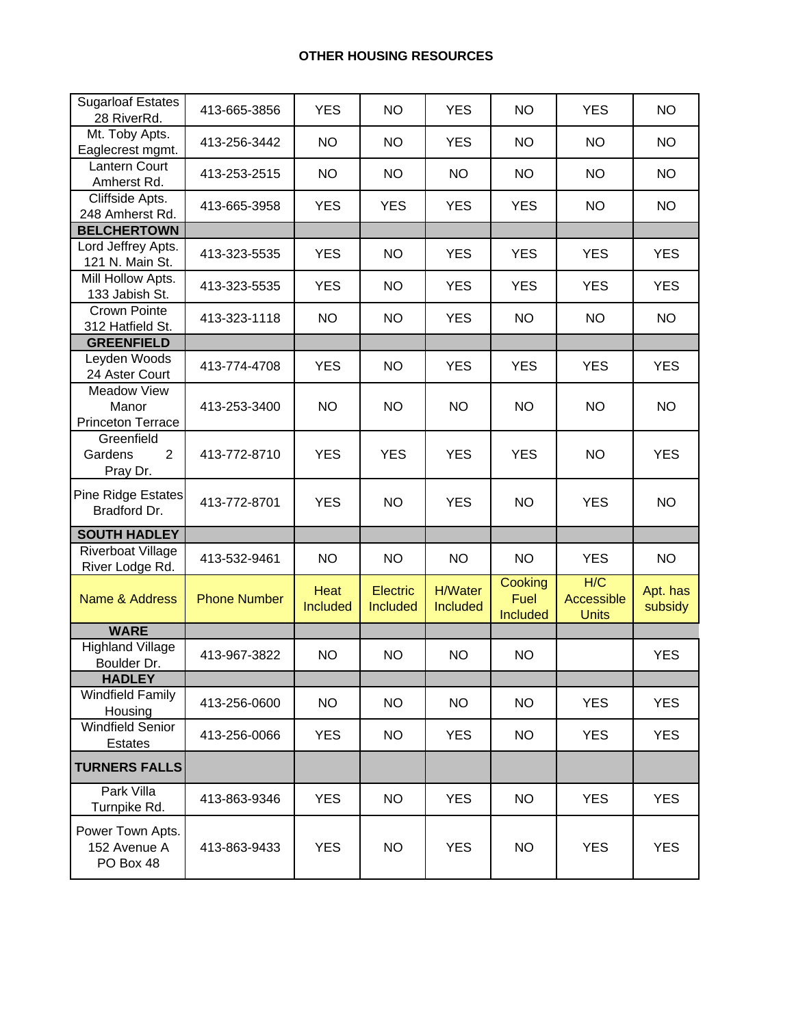**OTHER HOUSING RESOURCES**

| | | | | | | | |
|---|---|---|---|---|---|---|---|
| Sugarloaf Estates 28 RiverRd. | 413-665-3856 | YES | NO | YES | NO | YES | NO |
| Mt. Toby Apts. Eaglecrest mgmt. | 413-256-3442 | NO | NO | YES | NO | NO | NO |
| Lantern Court Amherst Rd. | 413-253-2515 | NO | NO | NO | NO | NO | NO |
| Cliffside Apts. 248 Amherst Rd. | 413-665-3958 | YES | YES | YES | YES | NO | NO |
| **BELCHERTOWN** | | | | | | | |
| Lord Jeffrey Apts. 121 N. Main St. | 413-323-5535 | YES | NO | YES | YES | YES | YES |
| Mill Hollow Apts. 133 Jabish St. | 413-323-5535 | YES | NO | YES | YES | YES | YES |
| Crown Pointe 312 Hatfield St. | 413-323-1118 | NO | NO | YES | NO | NO | NO |
| **GREENFIELD** | | | | | | | |
| Leyden Woods 24 Aster Court | 413-774-4708 | YES | NO | YES | YES | YES | YES |
| Meadow View Manor Princeton Terrace | 413-253-3400 | NO | NO | NO | NO | NO | NO |
| Greenfield Gardens 2 Pray Dr. | 413-772-8710 | YES | YES | YES | YES | NO | YES |
| Pine Ridge Estates Bradford Dr. | 413-772-8701 | YES | NO | YES | NO | YES | NO |
| **SOUTH HADLEY** | | | | | | | |
| Riverboat Village River Lodge Rd. | 413-532-9461 | NO | NO | NO | NO | YES | NO |
| Name & Address | Phone Number | Heat Included | Electric Included | H/Water Included | Cooking Fuel Included | H/C Accessible Units | Apt. has subsidy |
| **WARE** | | | | | | | |
| Highland Village Boulder Dr. | 413-967-3822 | NO | NO | NO | NO | | YES |
| **HADLEY** | | | | | | | |
| Windfield Family Housing | 413-256-0600 | NO | NO | NO | NO | YES | YES |
| Windfield Senior Estates | 413-256-0066 | YES | NO | YES | NO | YES | YES |
| **TURNERS FALLS** | | | | | | | |
| Park Villa Turnpike Rd. | 413-863-9346 | YES | NO | YES | NO | YES | YES |
| Power Town Apts. 152 Avenue A PO Box 48 | 413-863-9433 | YES | NO | YES | NO | YES | YES |